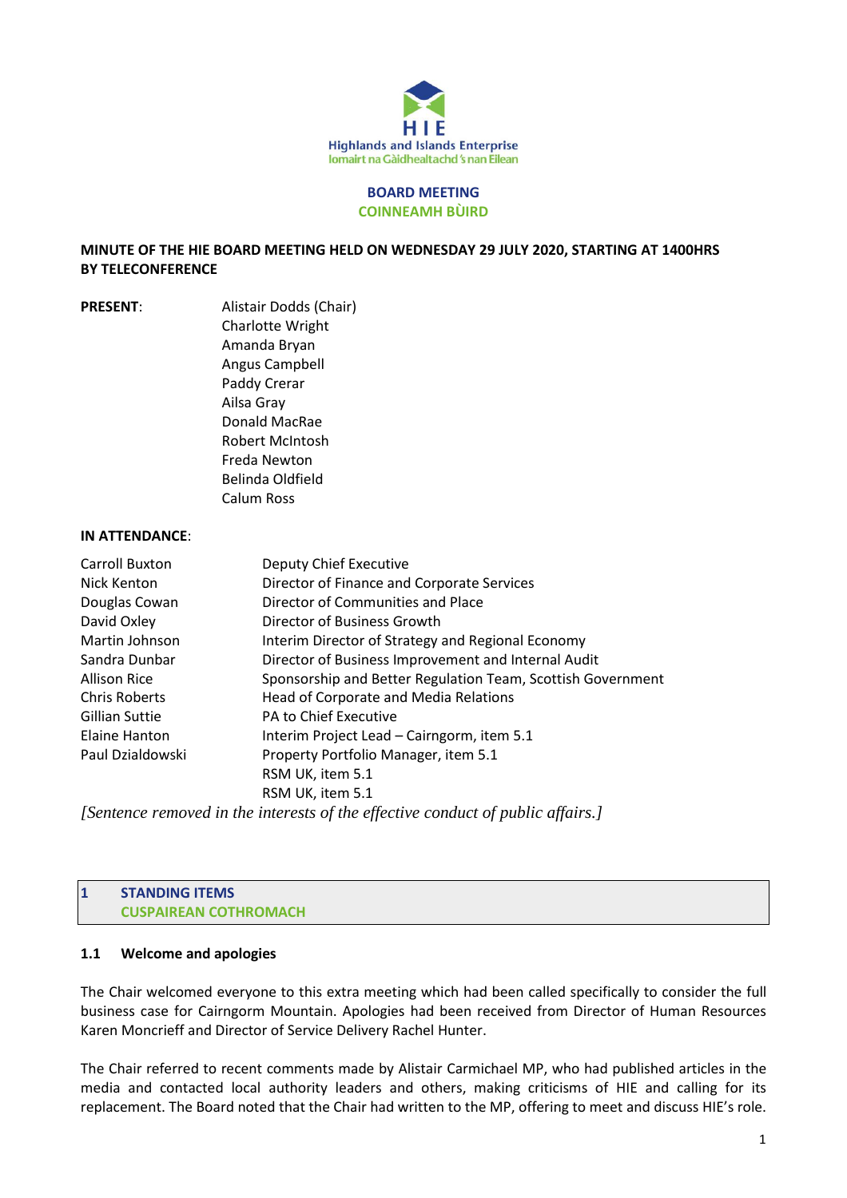HIE
Highlands and Islands Enterprise
Iomairt na Gàidhealtachd 's nan Eilean

**BOARD MEETING**
**COINNEAMH BÙIRD**

**MINUTE OF THE HIE BOARD MEETING HELD ON WEDNESDAY 29 JULY 2020, STARTING AT 1400HRS BY TELECONFERENCE**

**PRESENT**:

Alistair Dodds (Chair)
Charlotte Wright
Amanda Bryan
Angus Campbell
Paddy Crerar
Ailsa Gray
Donald MacRae
Robert McIntosh
Freda Newton
Belinda Oldfield
Calum Ross

**IN ATTENDANCE**:

| | |
|---|---|
| Carroll Buxton | Deputy Chief Executive |
| Nick Kenton | Director of Finance and Corporate Services |
| Douglas Cowan | Director of Communities and Place |
| David Oxley | Director of Business Growth |
| Martin Johnson | Interim Director of Strategy and Regional Economy |
| Sandra Dunbar | Director of Business Improvement and Internal Audit |
| Allison Rice | Sponsorship and Better Regulation Team, Scottish Government |
| Chris Roberts | Head of Corporate and Media Relations |
| Gillian Suttie | PA to Chief Executive |
| Elaine Hanton | Interim Project Lead – Cairngorm, item 5.1 |
| Paul Dzialdowski | Property Portfolio Manager, item 5.1 |
| | RSM UK, item 5.1 |
| | RSM UK, item 5.1 |

*[Sentence removed in the interests of the effective conduct of public affairs.]*

## 1 STANDING ITEMS
## CUSPAIREAN COTHROMACH

### 1.1 Welcome and apologies

The Chair welcomed everyone to this extra meeting which had been called specifically to consider the full business case for Cairngorm Mountain. Apologies had been received from Director of Human Resources Karen Moncrieff and Director of Service Delivery Rachel Hunter.

The Chair referred to recent comments made by Alistair Carmichael MP, who had published articles in the media and contacted local authority leaders and others, making criticisms of HIE and calling for its replacement. The Board noted that the Chair had written to the MP, offering to meet and discuss HIE's role.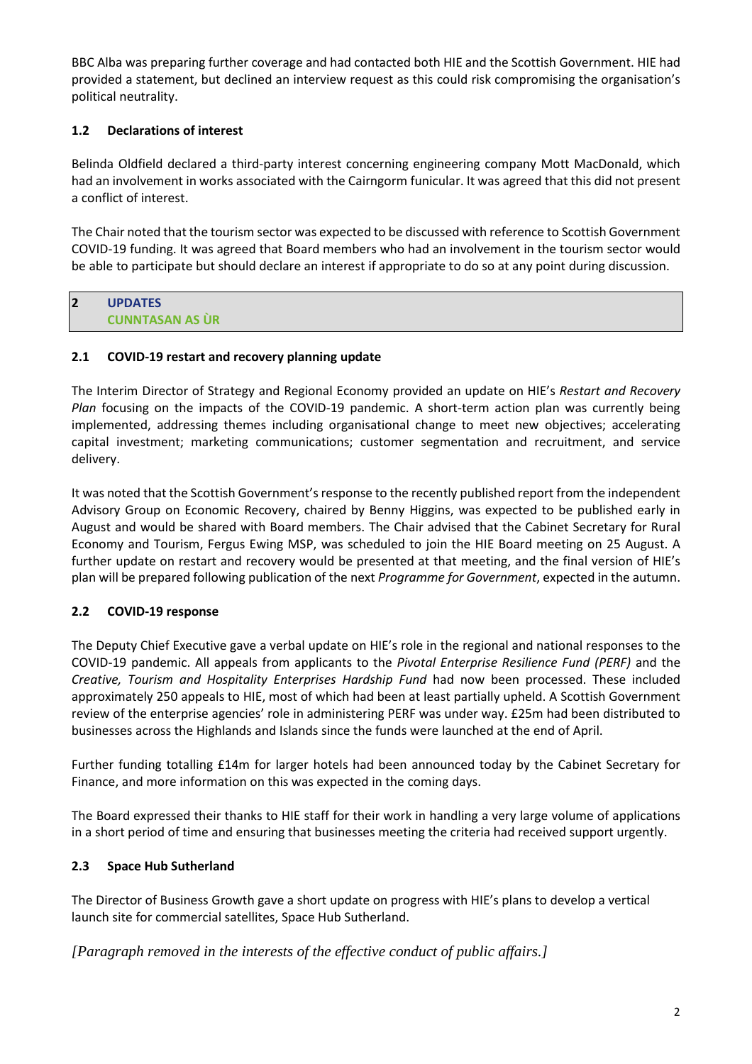BBC Alba was preparing further coverage and had contacted both HIE and the Scottish Government. HIE had provided a statement, but declined an interview request as this could risk compromising the organisation's political neutrality.

### 1.2 Declarations of interest

Belinda Oldfield declared a third-party interest concerning engineering company Mott MacDonald, which had an involvement in works associated with the Cairngorm funicular. It was agreed that this did not present a conflict of interest.

The Chair noted that the tourism sector was expected to be discussed with reference to Scottish Government COVID-19 funding. It was agreed that Board members who had an involvement in the tourism sector would be able to participate but should declare an interest if appropriate to do so at any point during discussion.

## 2 UPDATES
## CUNNTASAN AS ÙR

### 2.1 COVID-19 restart and recovery planning update

The Interim Director of Strategy and Regional Economy provided an update on HIE's *Restart and Recovery Plan* focusing on the impacts of the COVID-19 pandemic. A short-term action plan was currently being implemented, addressing themes including organisational change to meet new objectives; accelerating capital investment; marketing communications; customer segmentation and recruitment, and service delivery.

It was noted that the Scottish Government's response to the recently published report from the independent Advisory Group on Economic Recovery, chaired by Benny Higgins, was expected to be published early in August and would be shared with Board members. The Chair advised that the Cabinet Secretary for Rural Economy and Tourism, Fergus Ewing MSP, was scheduled to join the HIE Board meeting on 25 August. A further update on restart and recovery would be presented at that meeting, and the final version of HIE's plan will be prepared following publication of the next *Programme for Government*, expected in the autumn.

### 2.2 COVID-19 response

The Deputy Chief Executive gave a verbal update on HIE's role in the regional and national responses to the COVID-19 pandemic. All appeals from applicants to the *Pivotal Enterprise Resilience Fund (PERF)* and the *Creative, Tourism and Hospitality Enterprises Hardship Fund* had now been processed. These included approximately 250 appeals to HIE, most of which had been at least partially upheld. A Scottish Government review of the enterprise agencies' role in administering PERF was under way. £25m had been distributed to businesses across the Highlands and Islands since the funds were launched at the end of April.

Further funding totalling £14m for larger hotels had been announced today by the Cabinet Secretary for Finance, and more information on this was expected in the coming days.

The Board expressed their thanks to HIE staff for their work in handling a very large volume of applications in a short period of time and ensuring that businesses meeting the criteria had received support urgently.

### 2.3 Space Hub Sutherland

The Director of Business Growth gave a short update on progress with HIE's plans to develop a vertical launch site for commercial satellites, Space Hub Sutherland.

*[Paragraph removed in the interests of the effective conduct of public affairs.]*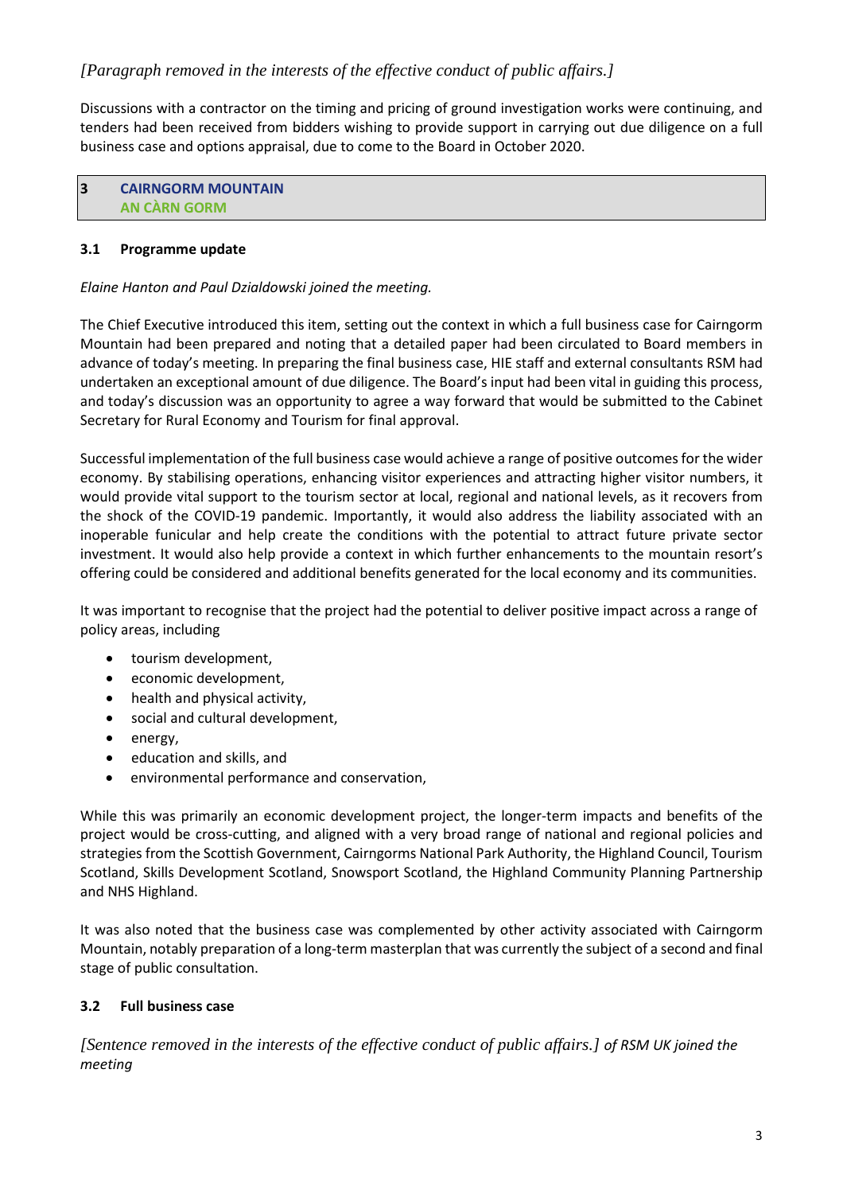*[Paragraph removed in the interests of the effective conduct of public affairs.]*

Discussions with a contractor on the timing and pricing of ground investigation works were continuing, and tenders had been received from bidders wishing to provide support in carrying out due diligence on a full business case and options appraisal, due to come to the Board in October 2020.

## 3 CAIRNGORM MOUNTAIN
## AN CÀRN GORM

### 3.1 Programme update

*Elaine Hanton and Paul Dzialdowski joined the meeting.*

The Chief Executive introduced this item, setting out the context in which a full business case for Cairngorm Mountain had been prepared and noting that a detailed paper had been circulated to Board members in advance of today's meeting. In preparing the final business case, HIE staff and external consultants RSM had undertaken an exceptional amount of due diligence. The Board's input had been vital in guiding this process, and today's discussion was an opportunity to agree a way forward that would be submitted to the Cabinet Secretary for Rural Economy and Tourism for final approval.

Successful implementation of the full business case would achieve a range of positive outcomes for the wider economy. By stabilising operations, enhancing visitor experiences and attracting higher visitor numbers, it would provide vital support to the tourism sector at local, regional and national levels, as it recovers from the shock of the COVID-19 pandemic. Importantly, it would also address the liability associated with an inoperable funicular and help create the conditions with the potential to attract future private sector investment. It would also help provide a context in which further enhancements to the mountain resort's offering could be considered and additional benefits generated for the local economy and its communities.

It was important to recognise that the project had the potential to deliver positive impact across a range of policy areas, including

- tourism development,
- economic development,
- health and physical activity,
- social and cultural development,
- energy,
- education and skills, and
- environmental performance and conservation,

While this was primarily an economic development project, the longer-term impacts and benefits of the project would be cross-cutting, and aligned with a very broad range of national and regional policies and strategies from the Scottish Government, Cairngorms National Park Authority, the Highland Council, Tourism Scotland, Skills Development Scotland, Snowsport Scotland, the Highland Community Planning Partnership and NHS Highland.

It was also noted that the business case was complemented by other activity associated with Cairngorm Mountain, notably preparation of a long-term masterplan that was currently the subject of a second and final stage of public consultation.

### 3.2 Full business case

*[Sentence removed in the interests of the effective conduct of public affairs.] of RSM UK joined the meeting*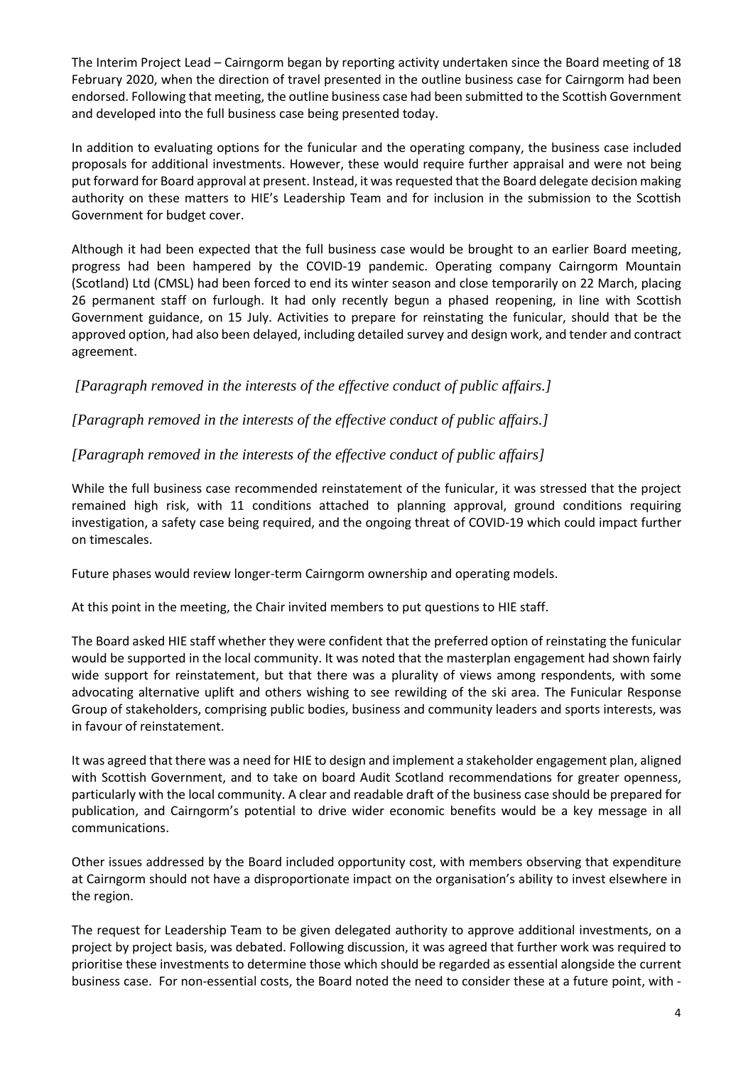The Interim Project Lead – Cairngorm began by reporting activity undertaken since the Board meeting of 18 February 2020, when the direction of travel presented in the outline business case for Cairngorm had been endorsed. Following that meeting, the outline business case had been submitted to the Scottish Government and developed into the full business case being presented today.

In addition to evaluating options for the funicular and the operating company, the business case included proposals for additional investments. However, these would require further appraisal and were not being put forward for Board approval at present. Instead, it was requested that the Board delegate decision making authority on these matters to HIE's Leadership Team and for inclusion in the submission to the Scottish Government for budget cover.

Although it had been expected that the full business case would be brought to an earlier Board meeting, progress had been hampered by the COVID-19 pandemic. Operating company Cairngorm Mountain (Scotland) Ltd (CMSL) had been forced to end its winter season and close temporarily on 22 March, placing 26 permanent staff on furlough. It had only recently begun a phased reopening, in line with Scottish Government guidance, on 15 July. Activities to prepare for reinstating the funicular, should that be the approved option, had also been delayed, including detailed survey and design work, and tender and contract agreement.

*[Paragraph removed in the interests of the effective conduct of public affairs.]*

*[Paragraph removed in the interests of the effective conduct of public affairs.]*

*[Paragraph removed in the interests of the effective conduct of public affairs]*

While the full business case recommended reinstatement of the funicular, it was stressed that the project remained high risk, with 11 conditions attached to planning approval, ground conditions requiring investigation, a safety case being required, and the ongoing threat of COVID-19 which could impact further on timescales.

Future phases would review longer-term Cairngorm ownership and operating models.

At this point in the meeting, the Chair invited members to put questions to HIE staff.

The Board asked HIE staff whether they were confident that the preferred option of reinstating the funicular would be supported in the local community. It was noted that the masterplan engagement had shown fairly wide support for reinstatement, but that there was a plurality of views among respondents, with some advocating alternative uplift and others wishing to see rewilding of the ski area. The Funicular Response Group of stakeholders, comprising public bodies, business and community leaders and sports interests, was in favour of reinstatement.

It was agreed that there was a need for HIE to design and implement a stakeholder engagement plan, aligned with Scottish Government, and to take on board Audit Scotland recommendations for greater openness, particularly with the local community. A clear and readable draft of the business case should be prepared for publication, and Cairngorm's potential to drive wider economic benefits would be a key message in all communications.

Other issues addressed by the Board included opportunity cost, with members observing that expenditure at Cairngorm should not have a disproportionate impact on the organisation's ability to invest elsewhere in the region.

The request for Leadership Team to be given delegated authority to approve additional investments, on a project by project basis, was debated. Following discussion, it was agreed that further work was required to prioritise these investments to determine those which should be regarded as essential alongside the current business case. For non-essential costs, the Board noted the need to consider these at a future point, with -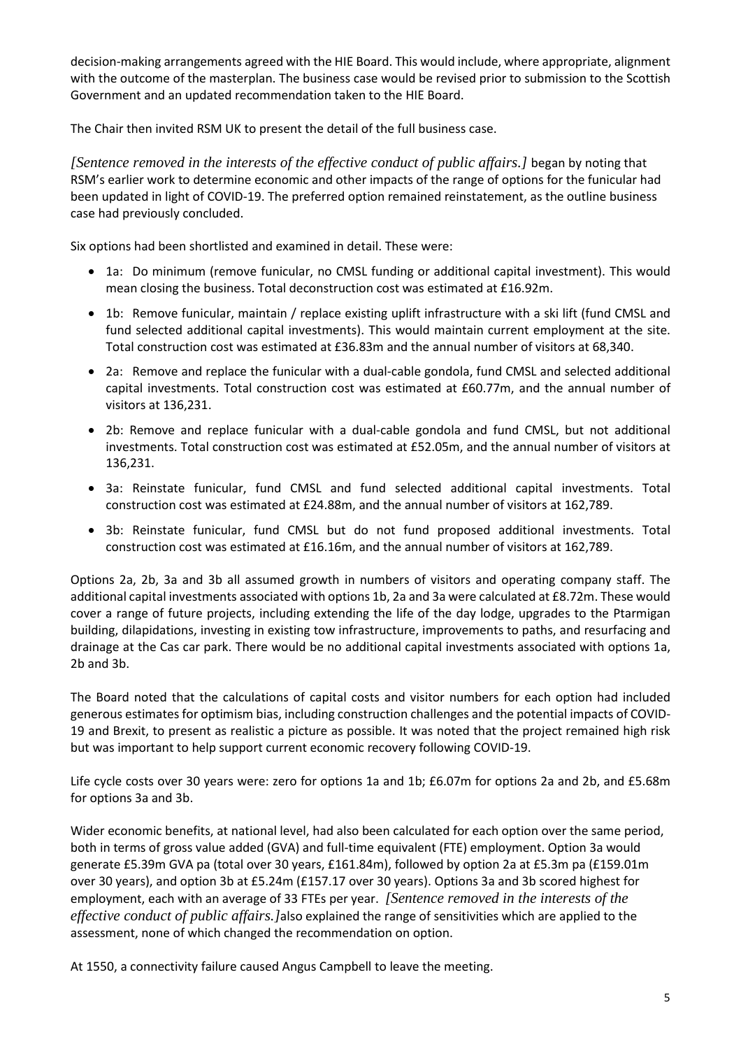decision-making arrangements agreed with the HIE Board. This would include, where appropriate, alignment with the outcome of the masterplan. The business case would be revised prior to submission to the Scottish Government and an updated recommendation taken to the HIE Board.

The Chair then invited RSM UK to present the detail of the full business case.

*[Sentence removed in the interests of the effective conduct of public affairs.]* began by noting that RSM's earlier work to determine economic and other impacts of the range of options for the funicular had been updated in light of COVID-19. The preferred option remained reinstatement, as the outline business case had previously concluded.

Six options had been shortlisted and examined in detail. These were:

- 1a: Do minimum (remove funicular, no CMSL funding or additional capital investment). This would mean closing the business. Total deconstruction cost was estimated at £16.92m.
- 1b: Remove funicular, maintain / replace existing uplift infrastructure with a ski lift (fund CMSL and fund selected additional capital investments). This would maintain current employment at the site. Total construction cost was estimated at £36.83m and the annual number of visitors at 68,340.
- 2a: Remove and replace the funicular with a dual-cable gondola, fund CMSL and selected additional capital investments. Total construction cost was estimated at £60.77m, and the annual number of visitors at 136,231.
- 2b: Remove and replace funicular with a dual-cable gondola and fund CMSL, but not additional investments. Total construction cost was estimated at £52.05m, and the annual number of visitors at 136,231.
- 3a: Reinstate funicular, fund CMSL and fund selected additional capital investments. Total construction cost was estimated at £24.88m, and the annual number of visitors at 162,789.
- 3b: Reinstate funicular, fund CMSL but do not fund proposed additional investments. Total construction cost was estimated at £16.16m, and the annual number of visitors at 162,789.

Options 2a, 2b, 3a and 3b all assumed growth in numbers of visitors and operating company staff. The additional capital investments associated with options 1b, 2a and 3a were calculated at £8.72m. These would cover a range of future projects, including extending the life of the day lodge, upgrades to the Ptarmigan building, dilapidations, investing in existing tow infrastructure, improvements to paths, and resurfacing and drainage at the Cas car park. There would be no additional capital investments associated with options 1a, 2b and 3b.

The Board noted that the calculations of capital costs and visitor numbers for each option had included generous estimates for optimism bias, including construction challenges and the potential impacts of COVID-19 and Brexit, to present as realistic a picture as possible. It was noted that the project remained high risk but was important to help support current economic recovery following COVID-19.

Life cycle costs over 30 years were: zero for options 1a and 1b; £6.07m for options 2a and 2b, and £5.68m for options 3a and 3b.

Wider economic benefits, at national level, had also been calculated for each option over the same period, both in terms of gross value added (GVA) and full-time equivalent (FTE) employment. Option 3a would generate £5.39m GVA pa (total over 30 years, £161.84m), followed by option 2a at £5.3m pa (£159.01m over 30 years), and option 3b at £5.24m (£157.17 over 30 years). Options 3a and 3b scored highest for employment, each with an average of 33 FTEs per year. *[Sentence removed in the interests of the effective conduct of public affairs.]*also explained the range of sensitivities which are applied to the assessment, none of which changed the recommendation on option.

At 1550, a connectivity failure caused Angus Campbell to leave the meeting.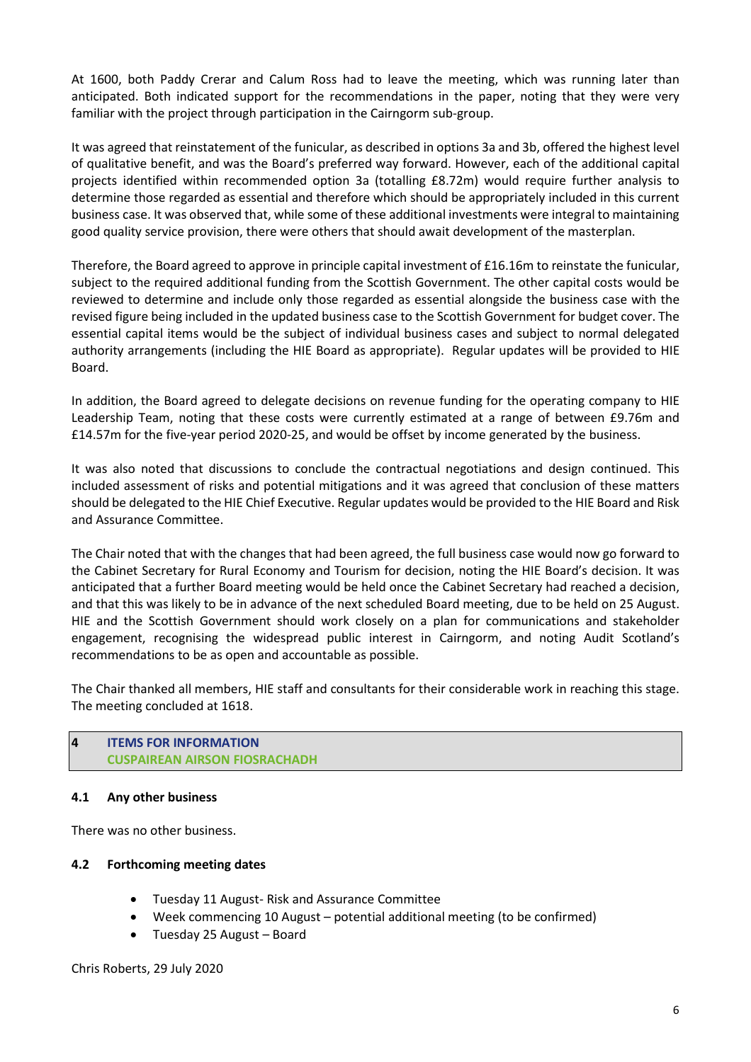At 1600, both Paddy Crerar and Calum Ross had to leave the meeting, which was running later than anticipated. Both indicated support for the recommendations in the paper, noting that they were very familiar with the project through participation in the Cairngorm sub-group.

It was agreed that reinstatement of the funicular, as described in options 3a and 3b, offered the highest level of qualitative benefit, and was the Board's preferred way forward. However, each of the additional capital projects identified within recommended option 3a (totalling £8.72m) would require further analysis to determine those regarded as essential and therefore which should be appropriately included in this current business case. It was observed that, while some of these additional investments were integral to maintaining good quality service provision, there were others that should await development of the masterplan.

Therefore, the Board agreed to approve in principle capital investment of £16.16m to reinstate the funicular, subject to the required additional funding from the Scottish Government. The other capital costs would be reviewed to determine and include only those regarded as essential alongside the business case with the revised figure being included in the updated business case to the Scottish Government for budget cover. The essential capital items would be the subject of individual business cases and subject to normal delegated authority arrangements (including the HIE Board as appropriate). Regular updates will be provided to HIE Board.

In addition, the Board agreed to delegate decisions on revenue funding for the operating company to HIE Leadership Team, noting that these costs were currently estimated at a range of between £9.76m and £14.57m for the five-year period 2020-25, and would be offset by income generated by the business.

It was also noted that discussions to conclude the contractual negotiations and design continued. This included assessment of risks and potential mitigations and it was agreed that conclusion of these matters should be delegated to the HIE Chief Executive. Regular updates would be provided to the HIE Board and Risk and Assurance Committee.

The Chair noted that with the changes that had been agreed, the full business case would now go forward to the Cabinet Secretary for Rural Economy and Tourism for decision, noting the HIE Board's decision. It was anticipated that a further Board meeting would be held once the Cabinet Secretary had reached a decision, and that this was likely to be in advance of the next scheduled Board meeting, due to be held on 25 August. HIE and the Scottish Government should work closely on a plan for communications and stakeholder engagement, recognising the widespread public interest in Cairngorm, and noting Audit Scotland's recommendations to be as open and accountable as possible.

The Chair thanked all members, HIE staff and consultants for their considerable work in reaching this stage. The meeting concluded at 1618.

## 4 ITEMS FOR INFORMATION
## CUSPAIREAN AIRSON FIOSRACHADH

### 4.1 Any other business

There was no other business.

### 4.2 Forthcoming meeting dates

- Tuesday 11 August- Risk and Assurance Committee
- Week commencing 10 August – potential additional meeting (to be confirmed)
- Tuesday 25 August – Board

Chris Roberts, 29 July 2020